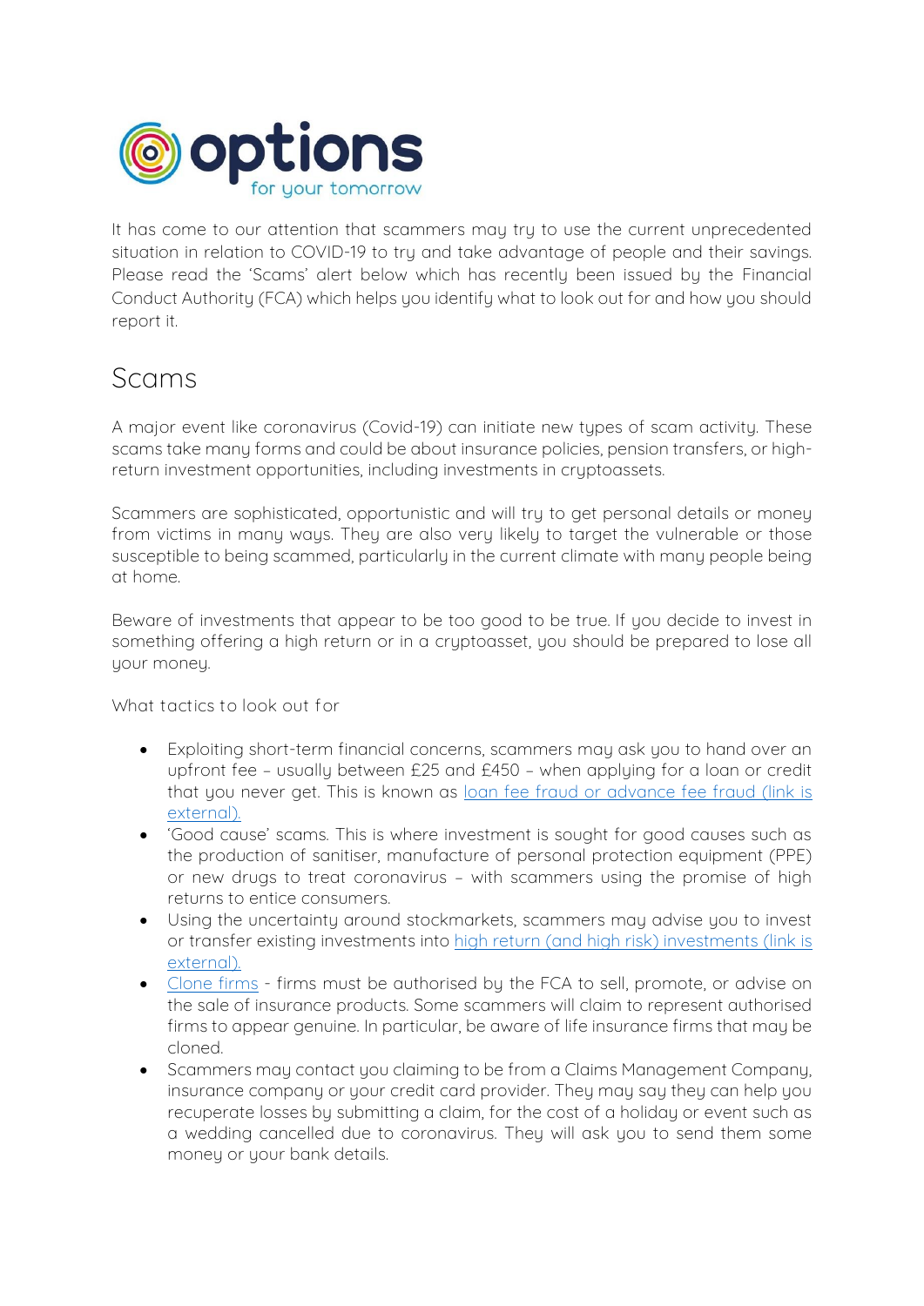It has come to our attention that scammers may try to use the current unprecedented situation in relation to COVID-19 to try and take advantage of people and their savings. Please read the 'Scams' alert below which has recently been issued by the Financial Conduct Authority (FCA) which helps you identify what to look out for and how you should report it.

## Scams

A major event like coronavirus (Covid-19) can initiate new types of scam activity. These scams take many forms and could be about insurance policies, pension transfers, or high-return investment opportunities, including investments in cryptoassets.

Scammers are sophisticated, opportunistic and will try to get personal details or money from victims in many ways. They are also very likely to target the vulnerable or those susceptible to being scammed, particularly in the current climate with many people being at home.

Beware of investments that appear to be too good to be true. If you decide to invest in something offering a high return or in a cryptoasset, you should be prepared to lose all your money.

What tactics to look out for

- Exploiting short-term financial concerns, scammers may ask you to hand over an upfront fee – usually between £25 and £450 – when applying for a loan or credit that you never get. This is known as loan fee fraud or advance fee fraud (link is external).
- 'Good cause' scams. This is where investment is sought for good causes such as the production of sanitiser, manufacture of personal protection equipment (PPE) or new drugs to treat coronavirus – with scammers using the promise of high returns to entice consumers.
- Using the uncertainty around stockmarkets, scammers may advise you to invest or transfer existing investments into high return (and high risk) investments (link is external).
- Clone firms - firms must be authorised by the FCA to sell, promote, or advise on the sale of insurance products. Some scammers will claim to represent authorised firms to appear genuine. In particular, be aware of life insurance firms that may be cloned.
- Scammers may contact you claiming to be from a Claims Management Company, insurance company or your credit card provider. They may say they can help you recuperate losses by submitting a claim, for the cost of a holiday or event such as a wedding cancelled due to coronavirus. They will ask you to send them some money or your bank details.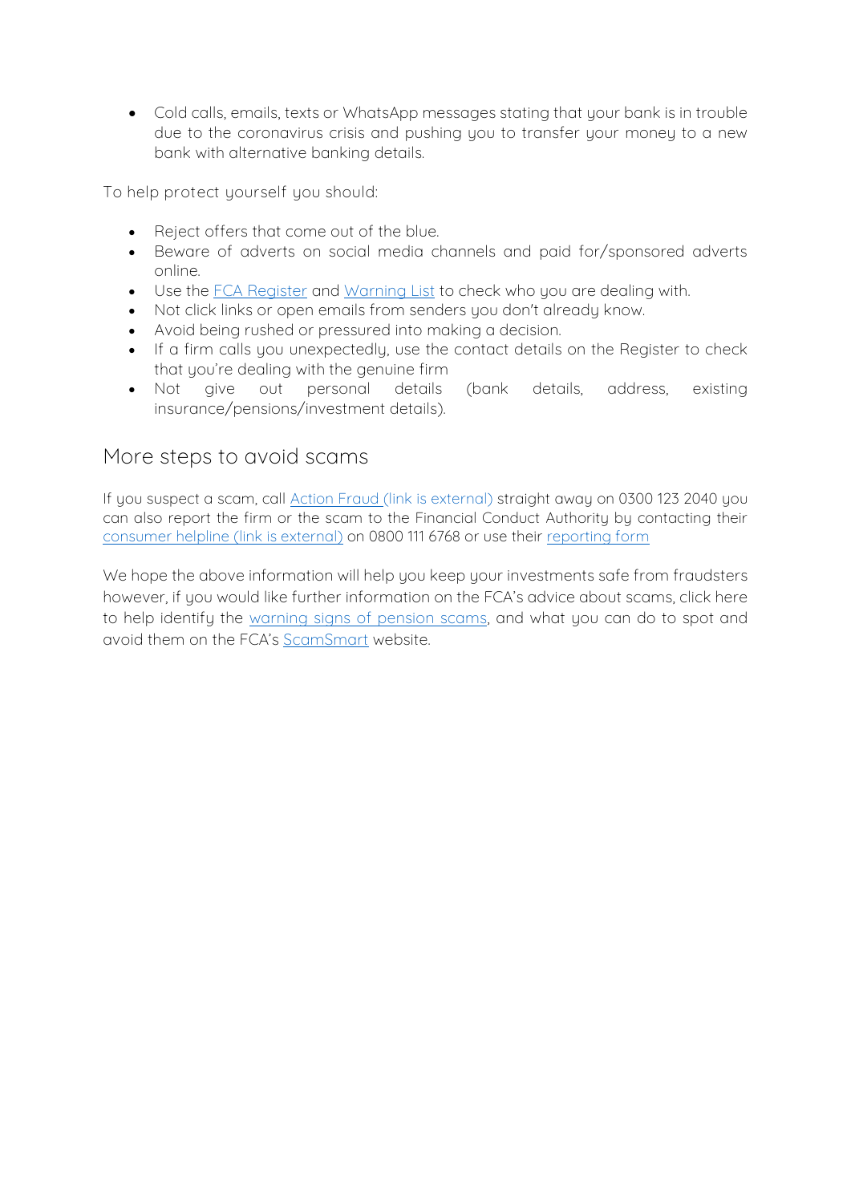- Cold calls, emails, texts or WhatsApp messages stating that your bank is in trouble due to the coronavirus crisis and pushing you to transfer your money to a new bank with alternative banking details.

To help protect yourself you should:

- Reject offers that come out of the blue.
- Beware of adverts on social media channels and paid for/sponsored adverts online.
- Use the FCA Register and Warning List to check who you are dealing with.
- Not click links or open emails from senders you don't already know.
- Avoid being rushed or pressured into making a decision.
- If a firm calls you unexpectedly, use the contact details on the Register to check that you're dealing with the genuine firm
- Not give out personal details (bank details, address, existing insurance/pensions/investment details).

## More steps to avoid scams

If you suspect a scam, call Action Fraud (link is external) straight away on 0300 123 2040 you can also report the firm or the scam to the Financial Conduct Authority by contacting their consumer helpline (link is external) on 0800 111 6768 or use their reporting form

We hope the above information will help you keep your investments safe from fraudsters however, if you would like further information on the FCA's advice about scams, click here to help identify the warning signs of pension scams, and what you can do to spot and avoid them on the FCA's ScamSmart website.